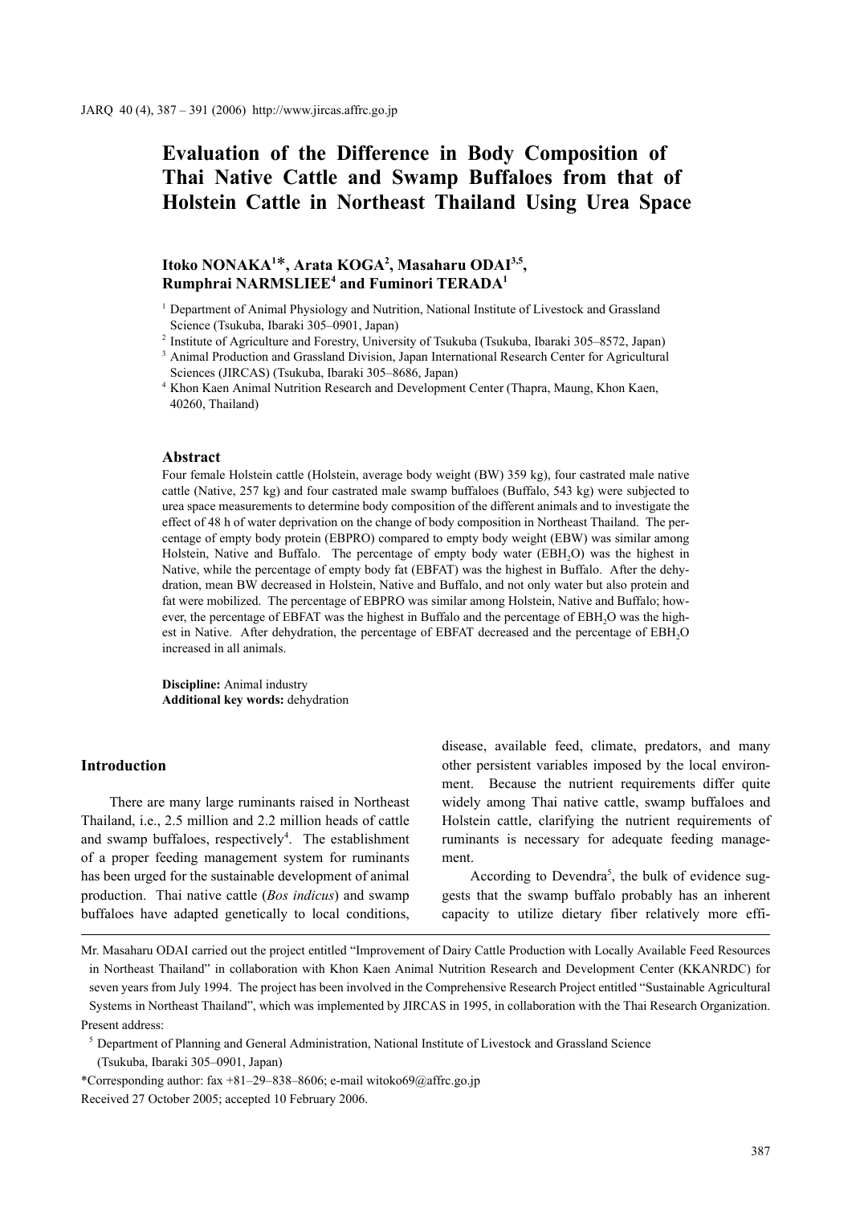# Evaluation of the Difference in Body Composition of Thai Native Cattle and Swamp Buffaloes from that of Holstein Cattle in Northeast Thailand Using Urea Space

**Itoko NONAKA[1]\*, Arata KOGA[2], Masaharu ODAI[3,5], Rumphrai NARMSLIEE[4] and Fuminori TERADA[1]**

[1] Department of Animal Physiology and Nutrition, National Institute of Livestock and Grassland Science (Tsukuba, Ibaraki 305–0901, Japan)

[2] Institute of Agriculture and Forestry, University of Tsukuba (Tsukuba, Ibaraki 305–8572, Japan)

[3] Animal Production and Grassland Division, Japan International Research Center for Agricultural Sciences (JIRCAS) (Tsukuba, Ibaraki 305–8686, Japan)

[4] Khon Kaen Animal Nutrition Research and Development Center (Thapra, Maung, Khon Kaen, 40260, Thailand)

## Abstract

Four female Holstein cattle (Holstein, average body weight (BW) 359 kg), four castrated male native cattle (Native, 257 kg) and four castrated male swamp buffaloes (Buffalo, 543 kg) were subjected to urea space measurements to determine body composition of the different animals and to investigate the effect of 48 h of water deprivation on the change of body composition in Northeast Thailand. The percentage of empty body protein (EBPRO) compared to empty body weight (EBW) was similar among Holstein, Native and Buffalo. The percentage of empty body water ($EBH_2O$) was the highest in Native, while the percentage of empty body fat (EBFAT) was the highest in Buffalo. After the dehydration, mean BW decreased in Holstein, Native and Buffalo, and not only water but also protein and fat were mobilized. The percentage of EBPRO was similar among Holstein, Native and Buffalo; however, the percentage of EBFAT was the highest in Buffalo and the percentage of $EBH_2O$ was the highest in Native. After dehydration, the percentage of EBFAT decreased and the percentage of $EBH_2O$ increased in all animals.

**Discipline:** Animal industry
**Additional key words:** dehydration

## Introduction

There are many large ruminants raised in Northeast Thailand, i.e., 2.5 million and 2.2 million heads of cattle and swamp buffaloes, respectively[4]. The establishment of a proper feeding management system for ruminants has been urged for the sustainable development of animal production. Thai native cattle (*Bos indicus*) and swamp buffaloes have adapted genetically to local conditions, disease, available feed, climate, predators, and many other persistent variables imposed by the local environment. Because the nutrient requirements differ quite widely among Thai native cattle, swamp buffaloes and Holstein cattle, clarifying the nutrient requirements of ruminants is necessary for adequate feeding management.

According to Devendra[5], the bulk of evidence suggests that the swamp buffalo probably has an inherent capacity to utilize dietary fiber relatively more effi-

---

Mr. Masaharu ODAI carried out the project entitled "Improvement of Dairy Cattle Production with Locally Available Feed Resources in Northeast Thailand" in collaboration with Khon Kaen Animal Nutrition Research and Development Center (KKANRDC) for seven years from July 1994. The project has been involved in the Comprehensive Research Project entitled "Sustainable Agricultural Systems in Northeast Thailand", which was implemented by JIRCAS in 1995, in collaboration with the Thai Research Organization.

Present address:

[5] Department of Planning and General Administration, National Institute of Livestock and Grassland Science (Tsukuba, Ibaraki 305–0901, Japan)

\*Corresponding author: fax +81–29–838–8606; e-mail witoko69@affrc.go.jp

Received 27 October 2005; accepted 10 February 2006.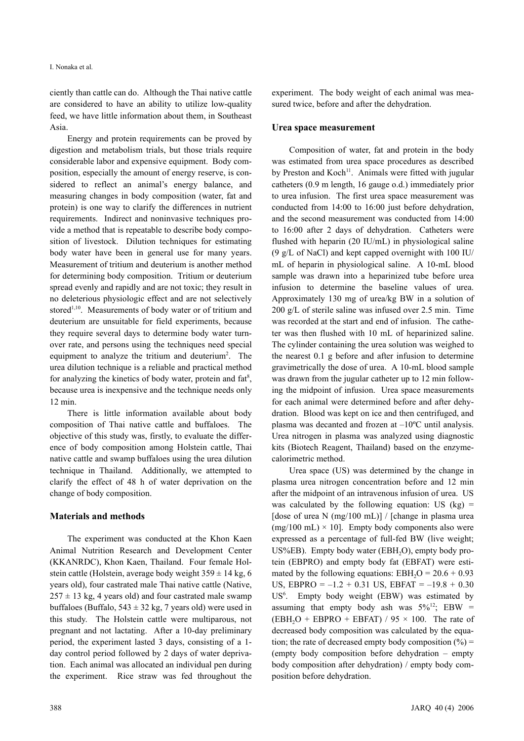ciently than cattle can do. Although the Thai native cattle are considered to have an ability to utilize low-quality feed, we have little information about them, in Southeast Asia.

Energy and protein requirements can be proved by digestion and metabolism trials, but those trials require considerable labor and expensive equipment. Body composition, especially the amount of energy reserve, is considered to reflect an animal's energy balance, and measuring changes in body composition (water, fat and protein) is one way to clarify the differences in nutrient requirements. Indirect and noninvasive techniques provide a method that is repeatable to describe body composition of livestock. Dilution techniques for estimating body water have been in general use for many years. Measurement of tritium and deuterium is another method for determining body composition. Tritium or deuterium spread evenly and rapidly and are not toxic; they result in no deleterious physiologic effect and are not selectively stored[1,10]. Measurements of body water or of tritium and deuterium are unsuitable for field experiments, because they require several days to determine body water turnover rate, and persons using the techniques need special equipment to analyze the tritium and deuterium[2]. The urea dilution technique is a reliable and practical method for analyzing the kinetics of body water, protein and fat[8], because urea is inexpensive and the technique needs only 12 min.

There is little information available about body composition of Thai native cattle and buffaloes. The objective of this study was, firstly, to evaluate the difference of body composition among Holstein cattle, Thai native cattle and swamp buffaloes using the urea dilution technique in Thailand. Additionally, we attempted to clarify the effect of 48 h of water deprivation on the change of body composition.

## Materials and methods

The experiment was conducted at the Khon Kaen Animal Nutrition Research and Development Center (KKANRDC), Khon Kaen, Thailand. Four female Holstein cattle (Holstein, average body weight 359 ± 14 kg, 6 years old), four castrated male Thai native cattle (Native, 257 ± 13 kg, 4 years old) and four castrated male swamp buffaloes (Buffalo, 543 ± 32 kg, 7 years old) were used in this study. The Holstein cattle were multiparous, not pregnant and not lactating. After a 10-day preliminary period, the experiment lasted 3 days, consisting of a 1-day control period followed by 2 days of water deprivation. Each animal was allocated an individual pen during the experiment. Rice straw was fed throughout the experiment. The body weight of each animal was measured twice, before and after the dehydration.

### Urea space measurement

Composition of water, fat and protein in the body was estimated from urea space procedures as described by Preston and Koch[11]. Animals were fitted with jugular catheters (0.9 m length, 16 gauge o.d.) immediately prior to urea infusion. The first urea space measurement was conducted from 14:00 to 16:00 just before dehydration, and the second measurement was conducted from 14:00 to 16:00 after 2 days of dehydration. Catheters were flushed with heparin (20 IU/mL) in physiological saline (9 g/L of NaCl) and kept capped overnight with 100 IU/mL of heparin in physiological saline. A 10-mL blood sample was drawn into a heparinized tube before urea infusion to determine the baseline values of urea. Approximately 130 mg of urea/kg BW in a solution of 200 g/L of sterile saline was infused over 2.5 min. Time was recorded at the start and end of infusion. The catheter was then flushed with 10 mL of heparinized saline. The cylinder containing the urea solution was weighed to the nearest 0.1 g before and after infusion to determine gravimetrically the dose of urea. A 10-mL blood sample was drawn from the jugular catheter up to 12 min following the midpoint of infusion. Urea space measurements for each animal were determined before and after dehydration. Blood was kept on ice and then centrifuged, and plasma was decanted and frozen at –10ºC until analysis. Urea nitrogen in plasma was analyzed using diagnostic kits (Biotech Reagent, Thailand) based on the enzyme-calorimetric method.

Urea space (US) was determined by the change in plasma urea nitrogen concentration before and 12 min after the midpoint of an intravenous infusion of urea. US was calculated by the following equation: US (kg) = [dose of urea N (mg/100 mL)] / [change in plasma urea (mg/100 mL) × 10]. Empty body components also were expressed as a percentage of full-fed BW (live weight; US%EB). Empty body water ($EBH_2O$), empty body protein (EBPRO) and empty body fat (EBFAT) were estimated by the following equations: $EBH_2O = 20.6 + 0.93$ US, EBPRO = –1.2 + 0.31 US, EBFAT = –19.8 + 0.30 US[6]. Empty body weight (EBW) was estimated by assuming that empty body ash was 5%[12]; EBW = ($EBH_2O$ + EBPRO + EBFAT) / 95 × 100. The rate of decreased body composition was calculated by the equation; the rate of decreased empty body composition (%) = (empty body composition before dehydration – empty body composition after dehydration) / empty body composition before dehydration.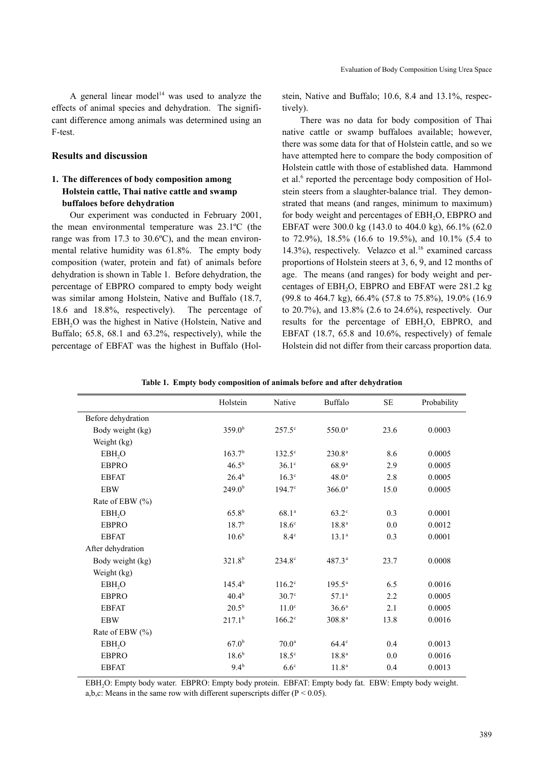A general linear model[14] was used to analyze the effects of animal species and dehydration. The significant difference among animals was determined using an F-test.

## Results and discussion

### 1. The differences of body composition among Holstein cattle, Thai native cattle and swamp buffaloes before dehydration

Our experiment was conducted in February 2001, the mean environmental temperature was 23.1ºC (the range was from 17.3 to 30.6ºC), and the mean environmental relative humidity was 61.8%. The empty body composition (water, protein and fat) of animals before dehydration is shown in Table 1. Before dehydration, the percentage of EBPRO compared to empty body weight was similar among Holstein, Native and Buffalo (18.7, 18.6 and 18.8%, respectively). The percentage of $EBH_2O$ was the highest in Native (Holstein, Native and Buffalo; 65.8, 68.1 and 63.2%, respectively), while the percentage of EBFAT was the highest in Buffalo (Holstein, Native and Buffalo; 10.6, 8.4 and 13.1%, respectively).

There was no data for body composition of Thai native cattle or swamp buffaloes available; however, there was some data for that of Holstein cattle, and so we have attempted here to compare the body composition of Holstein cattle with those of established data. Hammond et al.[6] reported the percentage body composition of Holstein steers from a slaughter-balance trial. They demonstrated that means (and ranges, minimum to maximum) for body weight and percentages of $EBH_2O$, EBPRO and EBFAT were 300.0 kg (143.0 to 404.0 kg), 66.1% (62.0 to 72.9%), 18.5% (16.6 to 19.5%), and 10.1% (5.4 to 14.3%), respectively. Velazco et al.[16] examined carcass proportions of Holstein steers at 3, 6, 9, and 12 months of age. The means (and ranges) for body weight and percentages of $EBH_2O$, EBPRO and EBFAT were 281.2 kg (99.8 to 464.7 kg), 66.4% (57.8 to 75.8%), 19.0% (16.9 to 20.7%), and 13.8% (2.6 to 24.6%), respectively. Our results for the percentage of $EBH_2O$, EBPRO, and EBFAT (18.7, 65.8 and 10.6%, respectively) of female Holstein did not differ from their carcass proportion data.

**Table 1. Empty body composition of animals before and after dehydration**

| | Holstein | Native | Buffalo | SE | Probability |
|---|---|---|---|---|---|
| Before dehydration | | | | | |
| Body weight (kg) | $359.0^b$ | $257.5^c$ | $550.0^a$ | 23.6 | 0.0003 |
| Weight (kg) | | | | | |
| $EBH_2O$ | $163.7^b$ | $132.5^c$ | $230.8^a$ | 8.6 | 0.0005 |
| EBPRO | $46.5^b$ | $36.1^c$ | $68.9^a$ | 2.9 | 0.0005 |
| EBFAT | $26.4^b$ | $16.3^c$ | $48.0^a$ | 2.8 | 0.0005 |
| EBW | $249.0^b$ | $194.7^c$ | $366.0^a$ | 15.0 | 0.0005 |
| Rate of EBW (%) | | | | | |
| $EBH_2O$ | $65.8^b$ | $68.1^a$ | $63.2^c$ | 0.3 | 0.0001 |
| EBPRO | $18.7^b$ | $18.6^c$ | $18.8^a$ | 0.0 | 0.0012 |
| EBFAT | $10.6^b$ | $8.4^c$ | $13.1^a$ | 0.3 | 0.0001 |
| After dehydration | | | | | |
| Body weight (kg) | $321.8^b$ | $234.8^c$ | $487.3^a$ | 23.7 | 0.0008 |
| Weight (kg) | | | | | |
| $EBH_2O$ | $145.4^b$ | $116.2^c$ | $195.5^a$ | 6.5 | 0.0016 |
| EBPRO | $40.4^b$ | $30.7^c$ | $57.1^a$ | 2.2 | 0.0005 |
| EBFAT | $20.5^b$ | $11.0^c$ | $36.6^a$ | 2.1 | 0.0005 |
| EBW | $217.1^b$ | $166.2^c$ | $308.8^a$ | 13.8 | 0.0016 |
| Rate of EBW (%) | | | | | |
| $EBH_2O$ | $67.0^b$ | $70.0^a$ | $64.4^c$ | 0.4 | 0.0013 |
| EBPRO | $18.6^b$ | $18.5^c$ | $18.8^a$ | 0.0 | 0.0016 |
| EBFAT | $9.4^b$ | $6.6^c$ | $11.8^a$ | 0.4 | 0.0013 |

$EBH_2O$: Empty body water. EBPRO: Empty body protein. EBFAT: Empty body fat. EBW: Empty body weight.
a,b,c: Means in the same row with different superscripts differ ($P < 0.05$).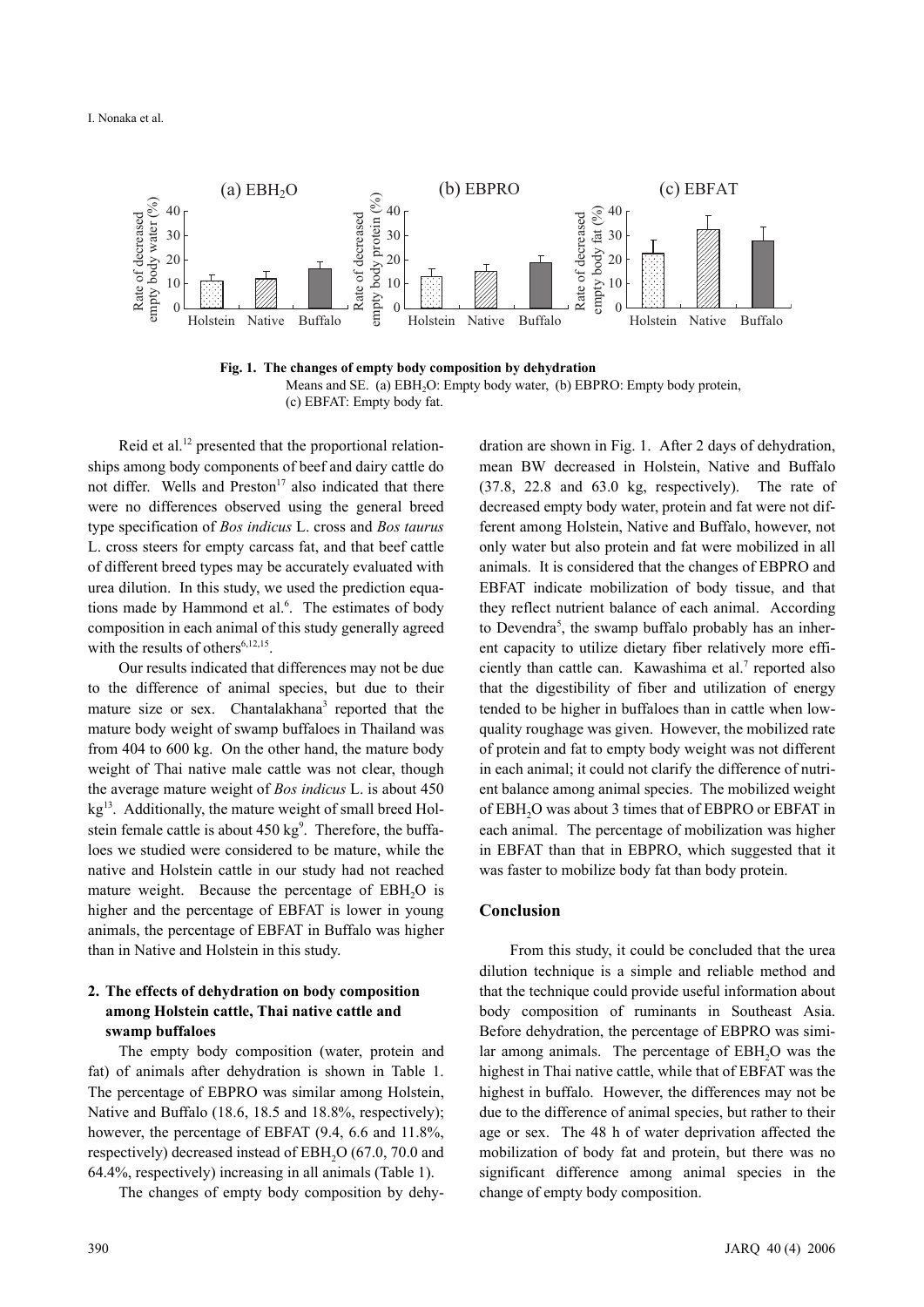Fig. 1. The changes of empty body composition by dehydration
Means and SE. (a) $EBH_2O$: Empty body water, (b) EBPRO: Empty body protein, (c) EBFAT: Empty body fat.

Reid et al.[12] presented that the proportional relationships among body components of beef and dairy cattle do not differ. Wells and Preston[17] also indicated that there were no differences observed using the general breed type specification of *Bos indicus* L. cross and *Bos taurus* L. cross steers for empty carcass fat, and that beef cattle of different breed types may be accurately evaluated with urea dilution. In this study, we used the prediction equations made by Hammond et al.[6]. The estimates of body composition in each animal of this study generally agreed with the results of others[6,12,15].

Our results indicated that differences may not be due to the difference of animal species, but due to their mature size or sex. Chantalakhana[3] reported that the mature body weight of swamp buffaloes in Thailand was from 404 to 600 kg. On the other hand, the mature body weight of Thai native male cattle was not clear, though the average mature weight of *Bos indicus* L. is about 450 kg[13]. Additionally, the mature weight of small breed Holstein female cattle is about 450 kg[9]. Therefore, the buffaloes we studied were considered to be mature, while the native and Holstein cattle in our study had not reached mature weight. Because the percentage of $EBH_2O$ is higher and the percentage of EBFAT is lower in young animals, the percentage of EBFAT in Buffalo was higher than in Native and Holstein in this study.

### 2. The effects of dehydration on body composition among Holstein cattle, Thai native cattle and swamp buffaloes

The empty body composition (water, protein and fat) of animals after dehydration is shown in Table 1. The percentage of EBPRO was similar among Holstein, Native and Buffalo (18.6, 18.5 and 18.8%, respectively); however, the percentage of EBFAT (9.4, 6.6 and 11.8%, respectively) decreased instead of $EBH_2O$ (67.0, 70.0 and 64.4%, respectively) increasing in all animals (Table 1).

The changes of empty body composition by dehydration are shown in Fig. 1. After 2 days of dehydration, mean BW decreased in Holstein, Native and Buffalo (37.8, 22.8 and 63.0 kg, respectively). The rate of decreased empty body water, protein and fat were not different among Holstein, Native and Buffalo, however, not only water but also protein and fat were mobilized in all animals. It is considered that the changes of EBPRO and EBFAT indicate mobilization of body tissue, and that they reflect nutrient balance of each animal. According to Devendra[5], the swamp buffalo probably has an inherent capacity to utilize dietary fiber relatively more efficiently than cattle can. Kawashima et al.[7] reported also that the digestibility of fiber and utilization of energy tended to be higher in buffaloes than in cattle when low-quality roughage was given. However, the mobilized rate of protein and fat to empty body weight was not different in each animal; it could not clarify the difference of nutrient balance among animal species. The mobilized weight of $EBH_2O$ was about 3 times that of EBPRO or EBFAT in each animal. The percentage of mobilization was higher in EBFAT than that in EBPRO, which suggested that it was faster to mobilize body fat than body protein.

## Conclusion

From this study, it could be concluded that the urea dilution technique is a simple and reliable method and that the technique could provide useful information about body composition of ruminants in Southeast Asia. Before dehydration, the percentage of EBPRO was similar among animals. The percentage of $EBH_2O$ was the highest in Thai native cattle, while that of EBFAT was the highest in buffalo. However, the differences may not be due to the difference of animal species, but rather to their age or sex. The 48 h of water deprivation affected the mobilization of body fat and protein, but there was no significant difference among animal species in the change of empty body composition.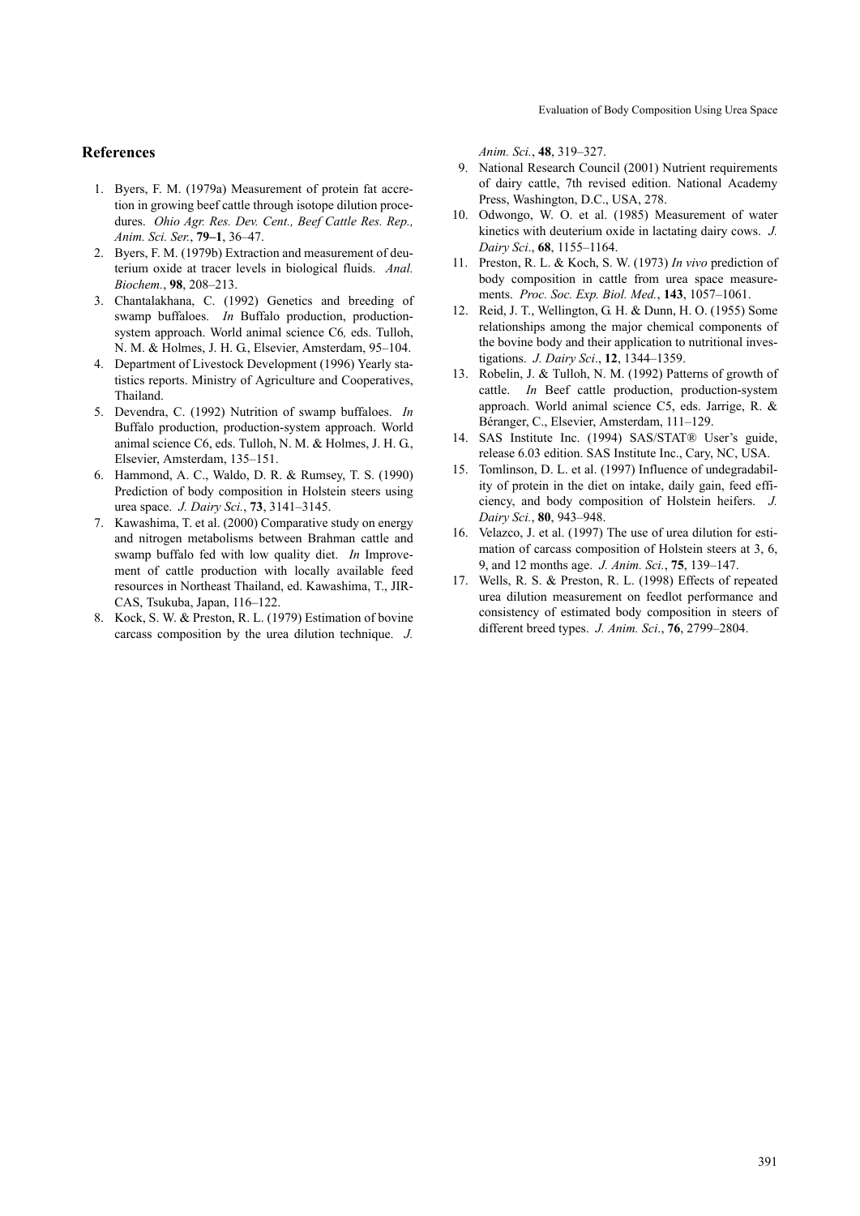## References

1. Byers, F. M. (1979a) Measurement of protein fat accretion in growing beef cattle through isotope dilution procedures. *Ohio Agr. Res. Dev. Cent., Beef Cattle Res. Rep., Anim. Sci. Ser.*, **79–1**, 36–47.
2. Byers, F. M. (1979b) Extraction and measurement of deuterium oxide at tracer levels in biological fluids. *Anal. Biochem.*, **98**, 208–213.
3. Chantalakhana, C. (1992) Genetics and breeding of swamp buffaloes. *In* Buffalo production, production-system approach. World animal science C6*,* eds. Tulloh, N. M. & Holmes, J. H. G., Elsevier, Amsterdam, 95–104.
4. Department of Livestock Development (1996) Yearly statistics reports. Ministry of Agriculture and Cooperatives, Thailand.
5. Devendra, C. (1992) Nutrition of swamp buffaloes. *In* Buffalo production, production-system approach. World animal science C6, eds. Tulloh, N. M. & Holmes, J. H. G., Elsevier, Amsterdam, 135–151.
6. Hammond, A. C., Waldo, D. R. & Rumsey, T. S. (1990) Prediction of body composition in Holstein steers using urea space. *J. Dairy Sci.*, **73**, 3141–3145.
7. Kawashima, T. et al. (2000) Comparative study on energy and nitrogen metabolisms between Brahman cattle and swamp buffalo fed with low quality diet. *In* Improvement of cattle production with locally available feed resources in Northeast Thailand, ed. Kawashima, T., JIRCAS, Tsukuba, Japan, 116–122.
8. Kock, S. W. & Preston, R. L. (1979) Estimation of bovine carcass composition by the urea dilution technique. *J. Anim. Sci.*, **48**, 319–327.
9. National Research Council (2001) Nutrient requirements of dairy cattle, 7th revised edition. National Academy Press, Washington, D.C., USA, 278.
10. Odwongo, W. O. et al. (1985) Measurement of water kinetics with deuterium oxide in lactating dairy cows. *J. Dairy Sci*., **68**, 1155–1164.
11. Preston, R. L. & Koch, S. W. (1973) *In vivo* prediction of body composition in cattle from urea space measurements. *Proc. Soc. Exp. Biol. Med.*, **143**, 1057–1061.
12. Reid, J. T., Wellington, G. H. & Dunn, H. O. (1955) Some relationships among the major chemical components of the bovine body and their application to nutritional investigations. *J. Dairy Sci*., **12**, 1344–1359.
13. Robelin, J. & Tulloh, N. M. (1992) Patterns of growth of cattle. *In* Beef cattle production, production-system approach. World animal science C5, eds. Jarrige, R. & Béranger, C., Elsevier, Amsterdam, 111–129.
14. SAS Institute Inc. (1994) SAS/STAT® User's guide, release 6.03 edition. SAS Institute Inc., Cary, NC, USA.
15. Tomlinson, D. L. et al. (1997) Influence of undegradability of protein in the diet on intake, daily gain, feed efficiency, and body composition of Holstein heifers. *J. Dairy Sci.*, **80**, 943–948.
16. Velazco, J. et al. (1997) The use of urea dilution for estimation of carcass composition of Holstein steers at 3, 6, 9, and 12 months age. *J. Anim. Sci.*, **75**, 139–147.
17. Wells, R. S. & Preston, R. L. (1998) Effects of repeated urea dilution measurement on feedlot performance and consistency of estimated body composition in steers of different breed types. *J. Anim. Sci*., **76**, 2799–2804.